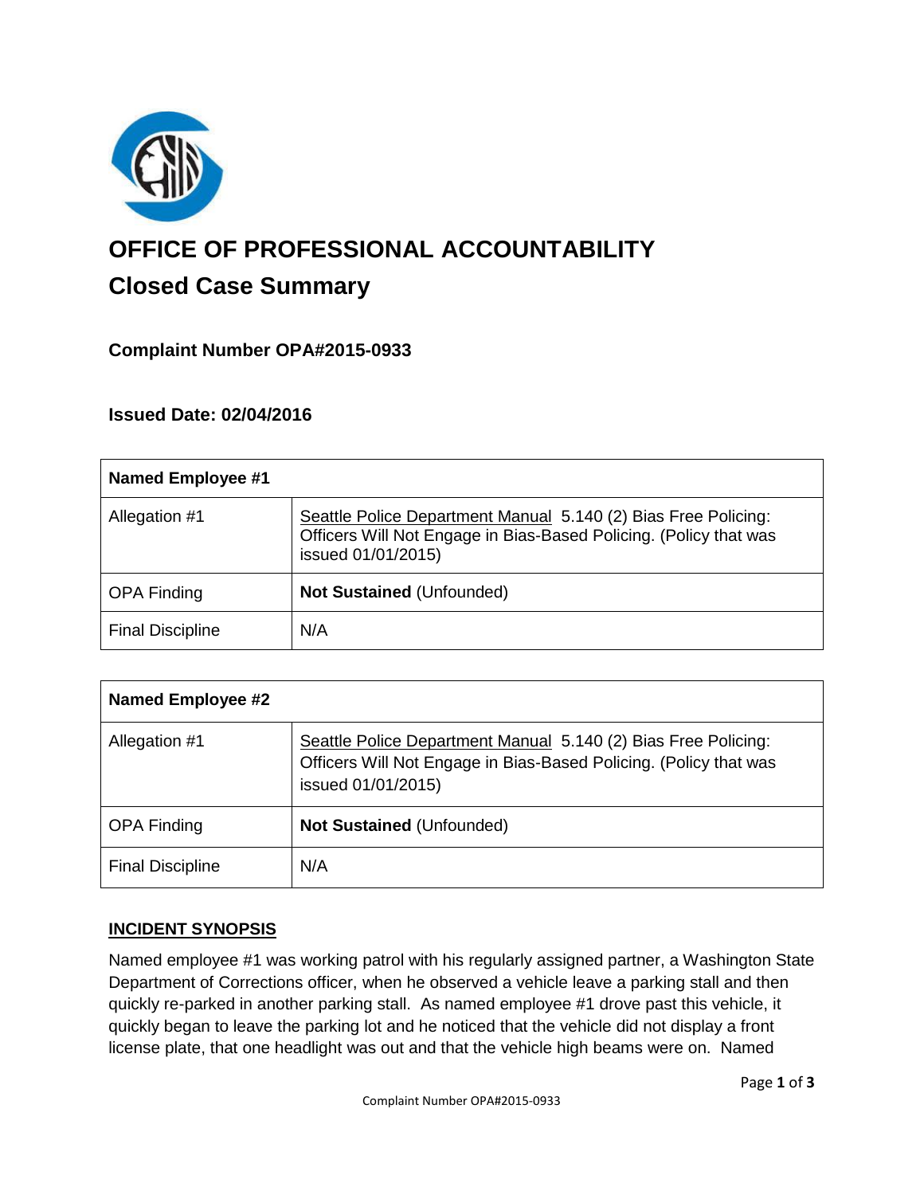# OFFICE OF PROFESSIONAL ACCOUNTABILITY

## Closed Case Summary

### Complaint Number OPA#2015-0933

### Issued Date: 02/04/2016

| Named Employee #1 | |
|---|---|
| Allegation #1 | Seattle Police Department Manual 5.140 (2) Bias Free Policing: Officers Will Not Engage in Bias-Based Policing. (Policy that was issued 01/01/2015) |
| OPA Finding | **Not Sustained** (Unfounded) |
| Final Discipline | N/A |

| Named Employee #2 | |
|---|---|
| Allegation #1 | Seattle Police Department Manual 5.140 (2) Bias Free Policing: Officers Will Not Engage in Bias-Based Policing. (Policy that was issued 01/01/2015) |
| OPA Finding | **Not Sustained** (Unfounded) |
| Final Discipline | N/A |

**INCIDENT SYNOPSIS**

Named employee #1 was working patrol with his regularly assigned partner, a Washington State Department of Corrections officer, when he observed a vehicle leave a parking stall and then quickly re-parked in another parking stall. As named employee #1 drove past this vehicle, it quickly began to leave the parking lot and he noticed that the vehicle did not display a front license plate, that one headlight was out and that the vehicle high beams were on. Named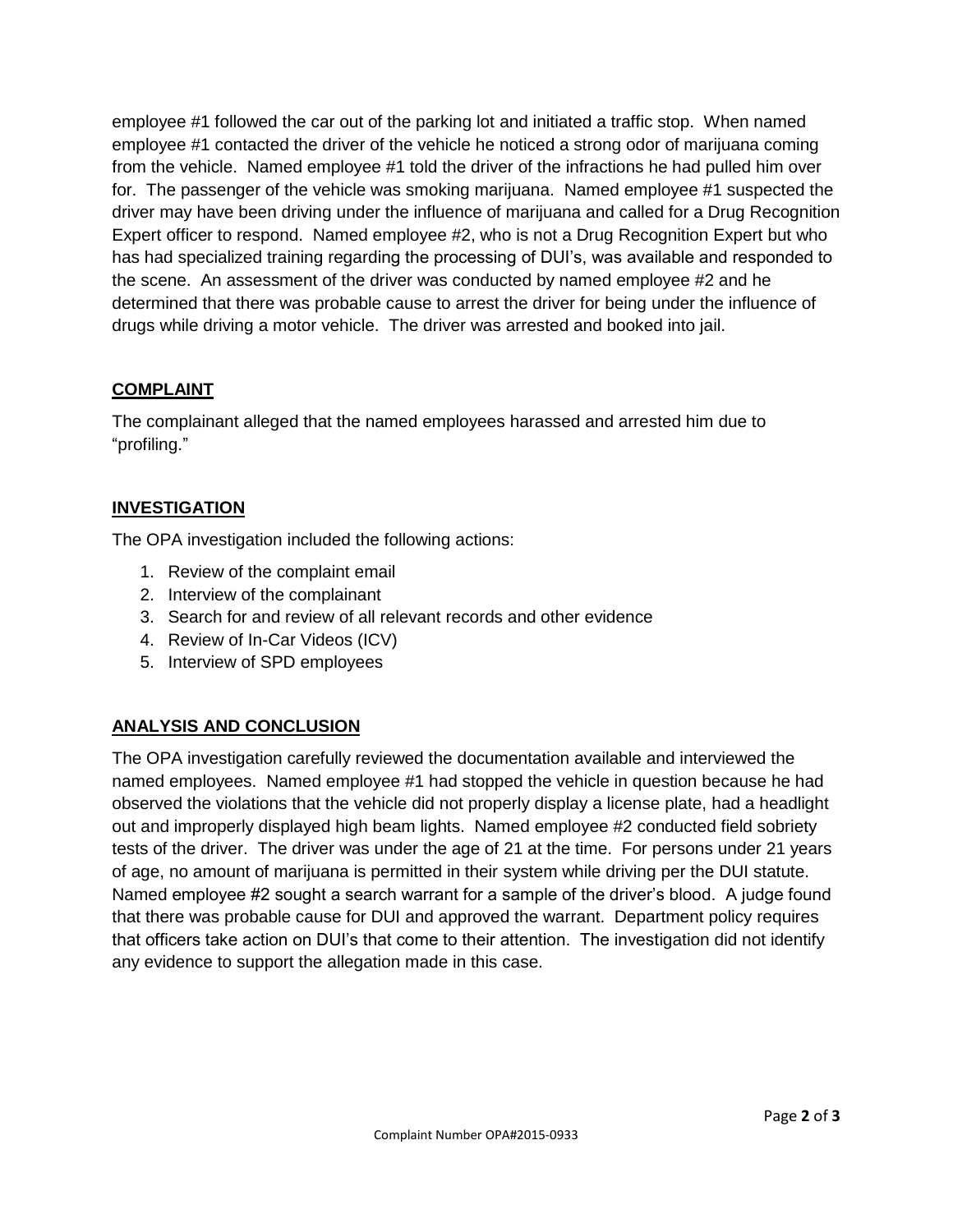employee #1 followed the car out of the parking lot and initiated a traffic stop. When named employee #1 contacted the driver of the vehicle he noticed a strong odor of marijuana coming from the vehicle. Named employee #1 told the driver of the infractions he had pulled him over for. The passenger of the vehicle was smoking marijuana. Named employee #1 suspected the driver may have been driving under the influence of marijuana and called for a Drug Recognition Expert officer to respond. Named employee #2, who is not a Drug Recognition Expert but who has had specialized training regarding the processing of DUI's, was available and responded to the scene. An assessment of the driver was conducted by named employee #2 and he determined that there was probable cause to arrest the driver for being under the influence of drugs while driving a motor vehicle. The driver was arrested and booked into jail.

## COMPLAINT

The complainant alleged that the named employees harassed and arrested him due to "profiling."

## INVESTIGATION

The OPA investigation included the following actions:

1. Review of the complaint email
2. Interview of the complainant
3. Search for and review of all relevant records and other evidence
4. Review of In-Car Videos (ICV)
5. Interview of SPD employees

## ANALYSIS AND CONCLUSION

The OPA investigation carefully reviewed the documentation available and interviewed the named employees. Named employee #1 had stopped the vehicle in question because he had observed the violations that the vehicle did not properly display a license plate, had a headlight out and improperly displayed high beam lights. Named employee #2 conducted field sobriety tests of the driver. The driver was under the age of 21 at the time. For persons under 21 years of age, no amount of marijuana is permitted in their system while driving per the DUI statute. Named employee #2 sought a search warrant for a sample of the driver's blood. A judge found that there was probable cause for DUI and approved the warrant. Department policy requires that officers take action on DUI's that come to their attention. The investigation did not identify any evidence to support the allegation made in this case.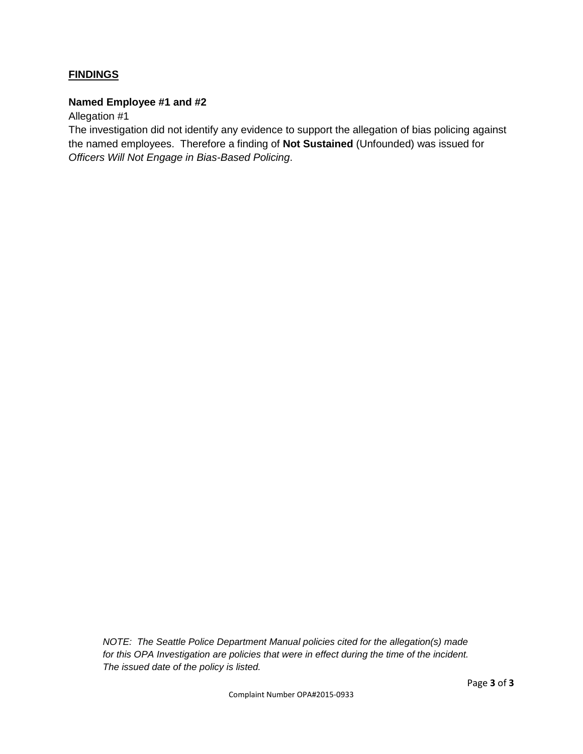## FINDINGS

**Named Employee #1 and #2**

Allegation #1

The investigation did not identify any evidence to support the allegation of bias policing against the named employees. Therefore a finding of **Not Sustained** (Unfounded) was issued for *Officers Will Not Engage in Bias-Based Policing*.

*NOTE: The Seattle Police Department Manual policies cited for the allegation(s) made for this OPA Investigation are policies that were in effect during the time of the incident. The issued date of the policy is listed.*

Complaint Number OPA#2015-0933